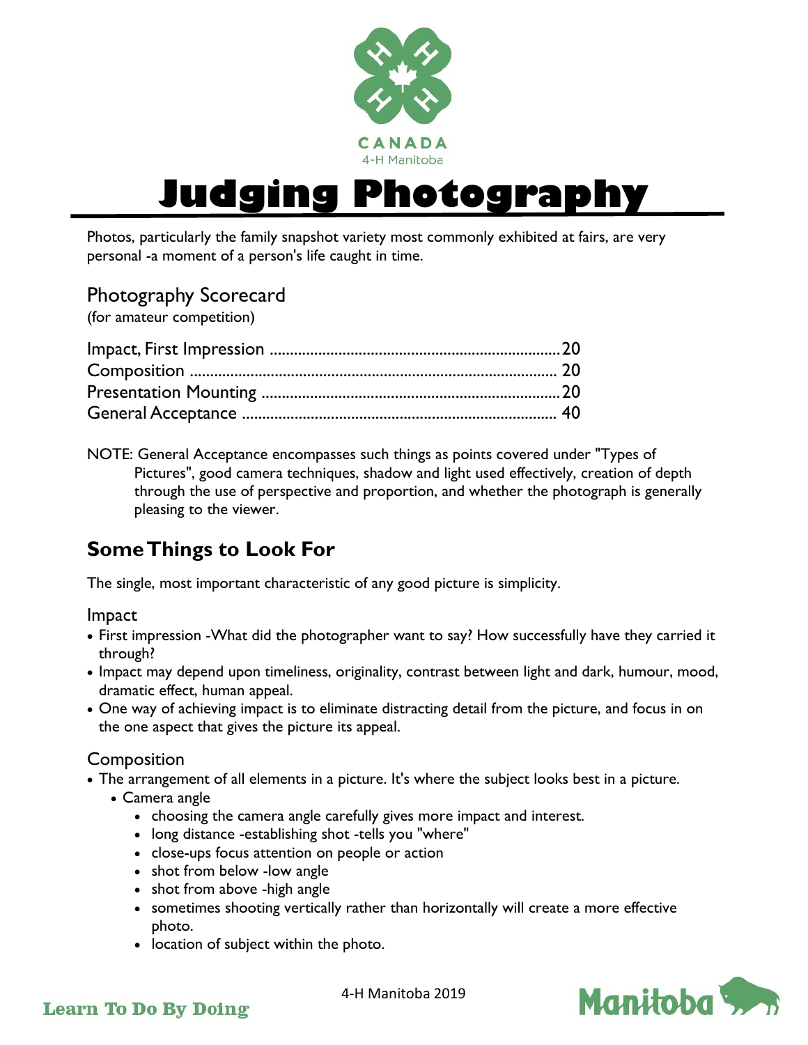# Judging Photography

Photos, particularly the family snapshot variety most commonly exhibited at fairs, are very personal -a moment of a person's life caught in time.

## Photography Scorecard

(for amateur competition)

| | |
|---|---|
| Impact, First Impression | 20 |
| Composition | 20 |
| Presentation Mounting | 20 |
| General Acceptance | 40 |

NOTE: General Acceptance encompasses such things as points covered under "Types of Pictures", good camera techniques, shadow and light used effectively, creation of depth through the use of perspective and proportion, and whether the photograph is generally pleasing to the viewer.

## Some Things to Look For

The single, most important characteristic of any good picture is simplicity.

### Impact

- First impression -What did the photographer want to say? How successfully have they carried it through?
- Impact may depend upon timeliness, originality, contrast between light and dark, humour, mood, dramatic effect, human appeal.
- One way of achieving impact is to eliminate distracting detail from the picture, and focus in on the one aspect that gives the picture its appeal.

### Composition

- The arrangement of all elements in a picture. It's where the subject looks best in a picture.
  - Camera angle
    - choosing the camera angle carefully gives more impact and interest.
    - long distance -establishing shot -tells you "where"
    - close-ups focus attention on people or action
    - shot from below -low angle
    - shot from above -high angle
    - sometimes shooting vertically rather than horizontally will create a more effective photo.
    - location of subject within the photo.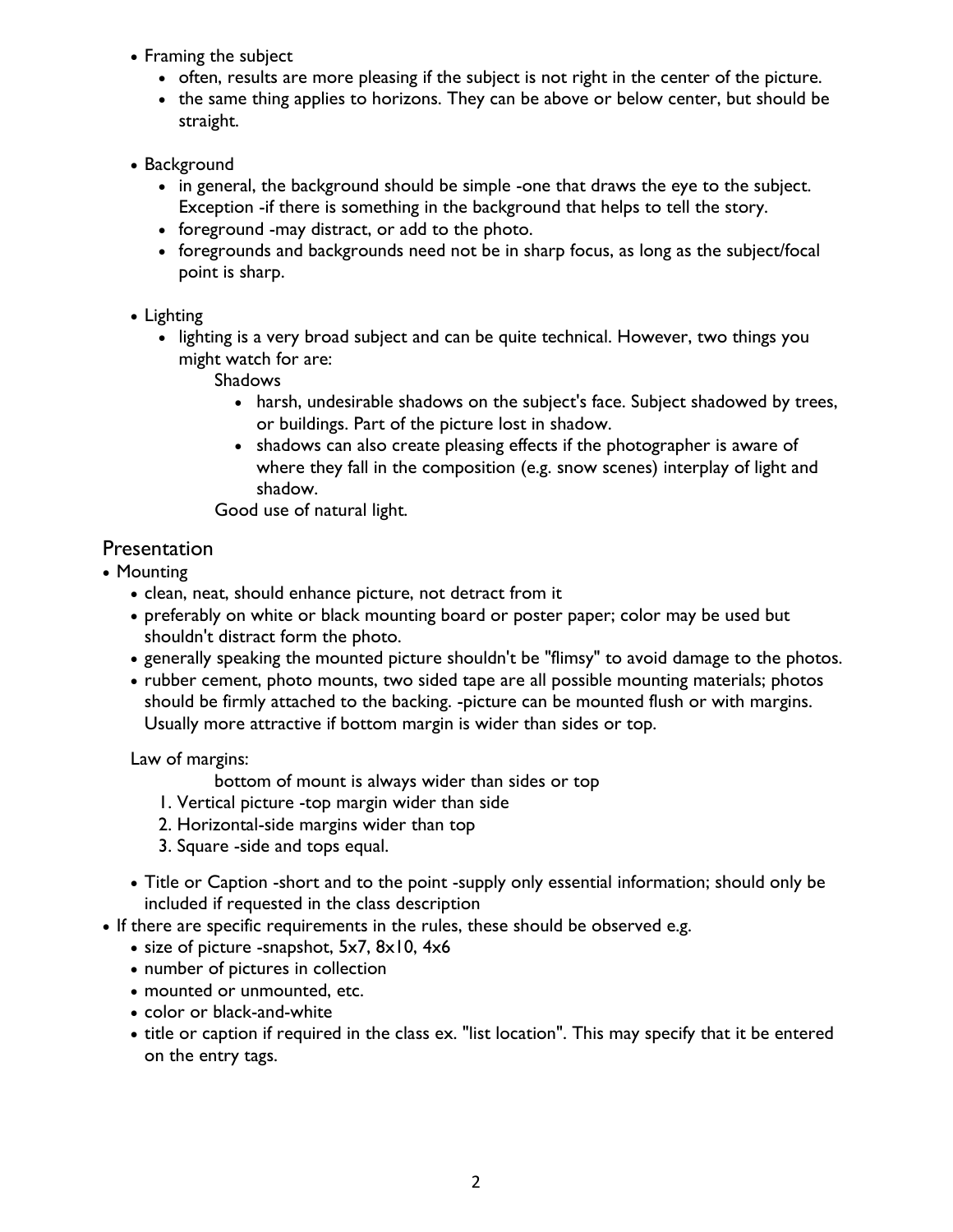- Framing the subject
  - often, results are more pleasing if the subject is not right in the center of the picture.
  - the same thing applies to horizons. They can be above or below center, but should be straight.

- Background
  - in general, the background should be simple -one that draws the eye to the subject. Exception -if there is something in the background that helps to tell the story.
  - foreground -may distract, or add to the photo.
  - foregrounds and backgrounds need not be in sharp focus, as long as the subject/focal point is sharp.

- Lighting
  - lighting is a very broad subject and can be quite technical. However, two things you might watch for are:

    Shadows

    - harsh, undesirable shadows on the subject's face. Subject shadowed by trees, or buildings. Part of the picture lost in shadow.
    - shadows can also create pleasing effects if the photographer is aware of where they fall in the composition (e.g. snow scenes) interplay of light and shadow.

    Good use of natural light.

## Presentation

- Mounting
  - clean, neat, should enhance picture, not detract from it
  - preferably on white or black mounting board or poster paper; color may be used but shouldn't distract form the photo.
  - generally speaking the mounted picture shouldn't be "flimsy" to avoid damage to the photos.
  - rubber cement, photo mounts, two sided tape are all possible mounting materials; photos should be firmly attached to the backing. -picture can be mounted flush or with margins. Usually more attractive if bottom margin is wider than sides or top.

  Law of margins:

  bottom of mount is always wider than sides or top

  1. Vertical picture -top margin wider than side
  2. Horizontal-side margins wider than top
  3. Square -side and tops equal.

  - Title or Caption -short and to the point -supply only essential information; should only be included if requested in the class description
- If there are specific requirements in the rules, these should be observed e.g.
  - size of picture -snapshot, 5x7, 8x10, 4x6
  - number of pictures in collection
  - mounted or unmounted, etc.
  - color or black-and-white
  - title or caption if required in the class ex. "list location". This may specify that it be entered on the entry tags.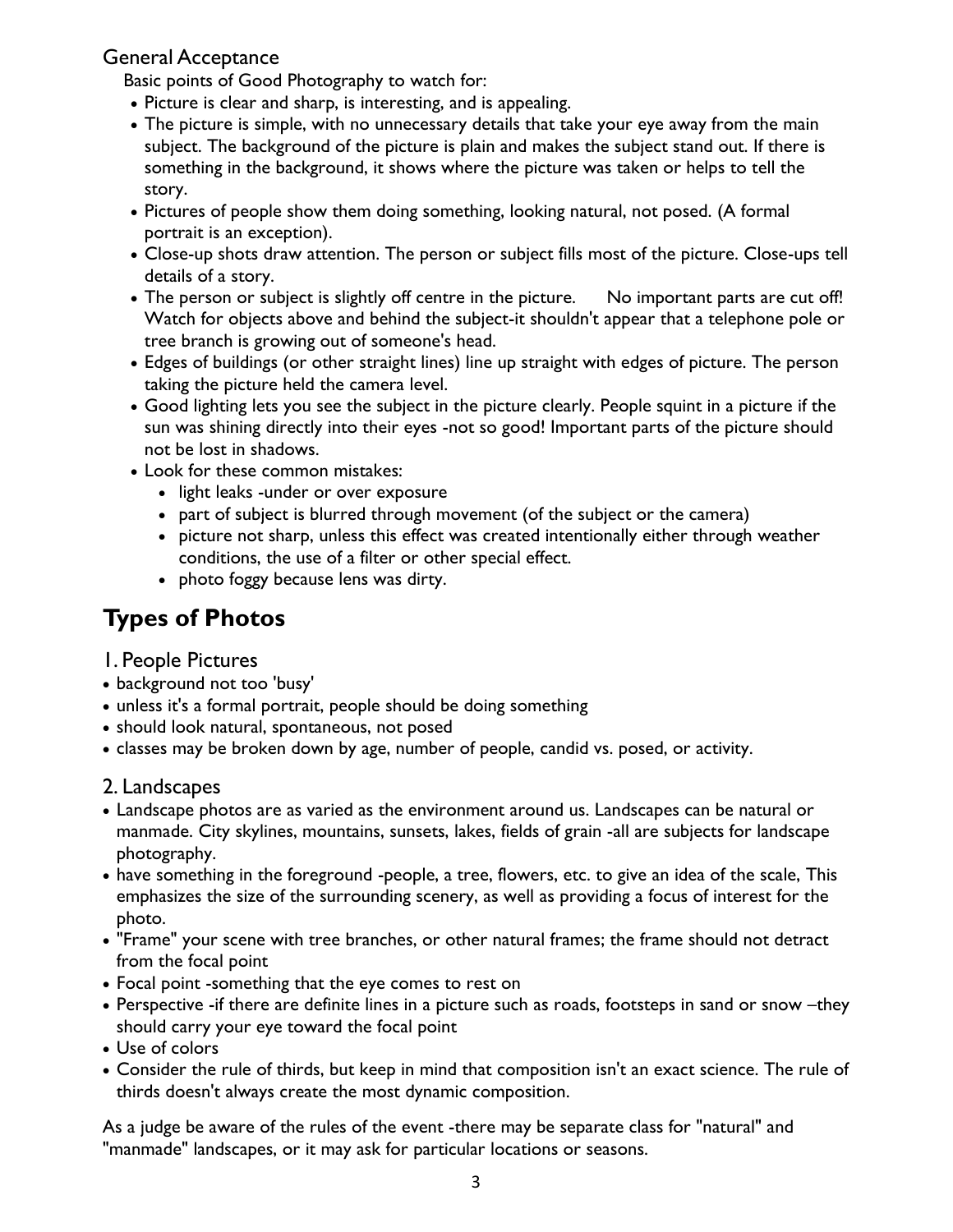General Acceptance

Basic points of Good Photography to watch for:

- Picture is clear and sharp, is interesting, and is appealing.
- The picture is simple, with no unnecessary details that take your eye away from the main subject. The background of the picture is plain and makes the subject stand out. If there is something in the background, it shows where the picture was taken or helps to tell the story.
- Pictures of people show them doing something, looking natural, not posed. (A formal portrait is an exception).
- Close-up shots draw attention. The person or subject fills most of the picture. Close-ups tell details of a story.
- The person or subject is slightly off centre in the picture. No important parts are cut off! Watch for objects above and behind the subject-it shouldn't appear that a telephone pole or tree branch is growing out of someone's head.
- Edges of buildings (or other straight lines) line up straight with edges of picture. The person taking the picture held the camera level.
- Good lighting lets you see the subject in the picture clearly. People squint in a picture if the sun was shining directly into their eyes -not so good! Important parts of the picture should not be lost in shadows.
- Look for these common mistakes:
  - light leaks -under or over exposure
  - part of subject is blurred through movement (of the subject or the camera)
  - picture not sharp, unless this effect was created intentionally either through weather conditions, the use of a filter or other special effect.
  - photo foggy because lens was dirty.

# Types of Photos

1. People Pictures

- background not too 'busy'
- unless it's a formal portrait, people should be doing something
- should look natural, spontaneous, not posed
- classes may be broken down by age, number of people, candid vs. posed, or activity.

2. Landscapes

- Landscape photos are as varied as the environment around us. Landscapes can be natural or manmade. City skylines, mountains, sunsets, lakes, fields of grain -all are subjects for landscape photography.
- have something in the foreground -people, a tree, flowers, etc. to give an idea of the scale, This emphasizes the size of the surrounding scenery, as well as providing a focus of interest for the photo.
- "Frame" your scene with tree branches, or other natural frames; the frame should not detract from the focal point
- Focal point -something that the eye comes to rest on
- Perspective -if there are definite lines in a picture such as roads, footsteps in sand or snow –they should carry your eye toward the focal point
- Use of colors
- Consider the rule of thirds, but keep in mind that composition isn't an exact science. The rule of thirds doesn't always create the most dynamic composition.

As a judge be aware of the rules of the event -there may be separate class for "natural" and "manmade" landscapes, or it may ask for particular locations or seasons.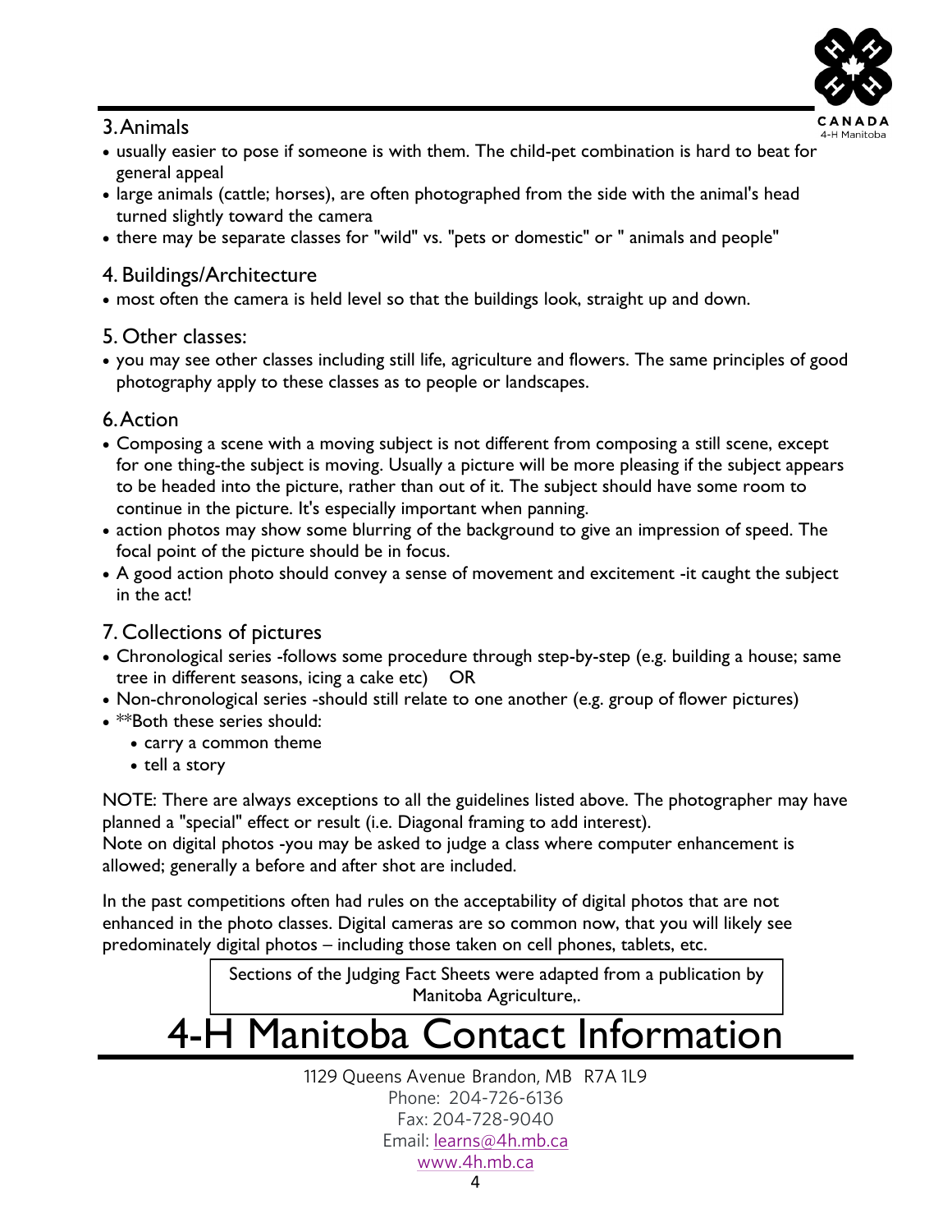### 3. Animals

- usually easier to pose if someone is with them. The child-pet combination is hard to beat for general appeal
- large animals (cattle; horses), are often photographed from the side with the animal's head turned slightly toward the camera
- there may be separate classes for "wild" vs. "pets or domestic" or " animals and people"

### 4. Buildings/Architecture

- most often the camera is held level so that the buildings look, straight up and down.

### 5. Other classes:

- you may see other classes including still life, agriculture and flowers. The same principles of good photography apply to these classes as to people or landscapes.

### 6. Action

- Composing a scene with a moving subject is not different from composing a still scene, except for one thing-the subject is moving. Usually a picture will be more pleasing if the subject appears to be headed into the picture, rather than out of it. The subject should have some room to continue in the picture. It's especially important when panning.
- action photos may show some blurring of the background to give an impression of speed. The focal point of the picture should be in focus.
- A good action photo should convey a sense of movement and excitement -it caught the subject in the act!

### 7. Collections of pictures

- Chronological series -follows some procedure through step-by-step (e.g. building a house; same tree in different seasons, icing a cake etc)    OR
- Non-chronological series -should still relate to one another (e.g. group of flower pictures)
- **Both these series should:
  - carry a common theme
  - tell a story

NOTE: There are always exceptions to all the guidelines listed above. The photographer may have planned a "special" effect or result (i.e. Diagonal framing to add interest).
Note on digital photos -you may be asked to judge a class where computer enhancement is allowed; generally a before and after shot are included.

In the past competitions often had rules on the acceptability of digital photos that are not enhanced in the photo classes. Digital cameras are so common now, that you will likely see predominately digital photos – including those taken on cell phones, tablets, etc.

Sections of the Judging Fact Sheets were adapted from a publication by Manitoba Agriculture,.

# 4-H Manitoba Contact Information

1129 Queens Avenue Brandon, MB R7A 1L9
Phone: 204-726-6136
Fax: 204-728-9040
Email: learns@4h.mb.ca
www.4h.mb.ca